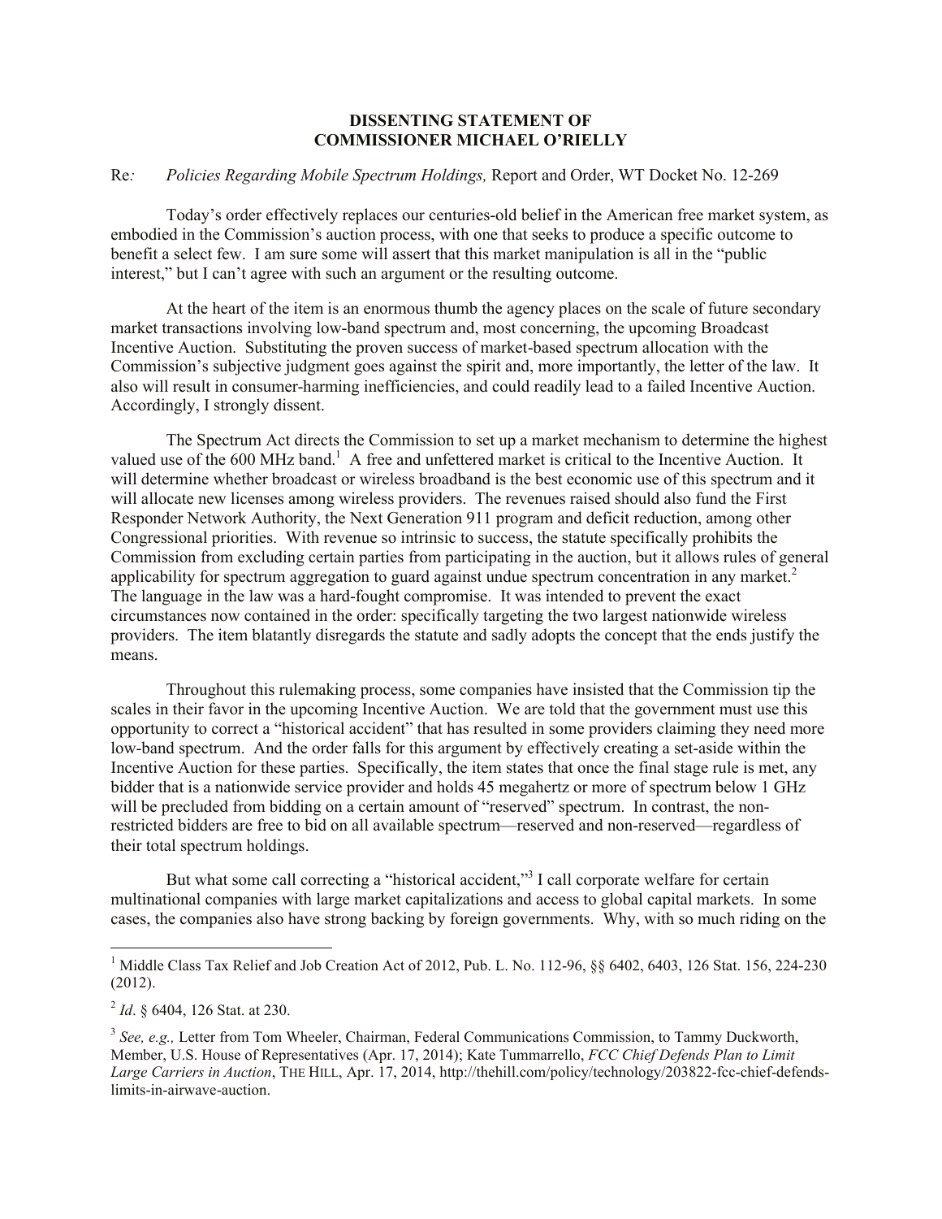**DISSENTING STATEMENT OF COMMISSIONER MICHAEL O'RIELLY**

Re*:* *Policies Regarding Mobile Spectrum Holdings,* Report and Order, WT Docket No. 12-269

Today's order effectively replaces our centuries-old belief in the American free market system, as embodied in the Commission's auction process, with one that seeks to produce a specific outcome to benefit a select few. I am sure some will assert that this market manipulation is all in the "public interest," but I can't agree with such an argument or the resulting outcome.

At the heart of the item is an enormous thumb the agency places on the scale of future secondary market transactions involving low-band spectrum and, most concerning, the upcoming Broadcast Incentive Auction. Substituting the proven success of market-based spectrum allocation with the Commission's subjective judgment goes against the spirit and, more importantly, the letter of the law. It also will result in consumer-harming inefficiencies, and could readily lead to a failed Incentive Auction. Accordingly, I strongly dissent.

The Spectrum Act directs the Commission to set up a market mechanism to determine the highest valued use of the 600 MHz band.[1] A free and unfettered market is critical to the Incentive Auction. It will determine whether broadcast or wireless broadband is the best economic use of this spectrum and it will allocate new licenses among wireless providers. The revenues raised should also fund the First Responder Network Authority, the Next Generation 911 program and deficit reduction, among other Congressional priorities. With revenue so intrinsic to success, the statute specifically prohibits the Commission from excluding certain parties from participating in the auction, but it allows rules of general applicability for spectrum aggregation to guard against undue spectrum concentration in any market.[2] The language in the law was a hard-fought compromise. It was intended to prevent the exact circumstances now contained in the order: specifically targeting the two largest nationwide wireless providers. The item blatantly disregards the statute and sadly adopts the concept that the ends justify the means.

Throughout this rulemaking process, some companies have insisted that the Commission tip the scales in their favor in the upcoming Incentive Auction. We are told that the government must use this opportunity to correct a "historical accident" that has resulted in some providers claiming they need more low-band spectrum. And the order falls for this argument by effectively creating a set-aside within the Incentive Auction for these parties. Specifically, the item states that once the final stage rule is met, any bidder that is a nationwide service provider and holds 45 megahertz or more of spectrum below 1 GHz will be precluded from bidding on a certain amount of "reserved" spectrum. In contrast, the non-restricted bidders are free to bid on all available spectrum—reserved and non-reserved—regardless of their total spectrum holdings.

But what some call correcting a "historical accident,"[3] I call corporate welfare for certain multinational companies with large market capitalizations and access to global capital markets. In some cases, the companies also have strong backing by foreign governments. Why, with so much riding on the

---

[1] Middle Class Tax Relief and Job Creation Act of 2012, Pub. L. No. 112-96, §§ 6402, 6403, 126 Stat. 156, 224-230 (2012).

[2] *Id*. § 6404, 126 Stat. at 230.

[3] *See, e.g.,* Letter from Tom Wheeler, Chairman, Federal Communications Commission, to Tammy Duckworth, Member, U.S. House of Representatives (Apr. 17, 2014); Kate Tummarrello, *FCC Chief Defends Plan to Limit Large Carriers in Auction*, THE HILL, Apr. 17, 2014, http://thehill.com/policy/technology/203822-fcc-chief-defends-limits-in-airwave-auction.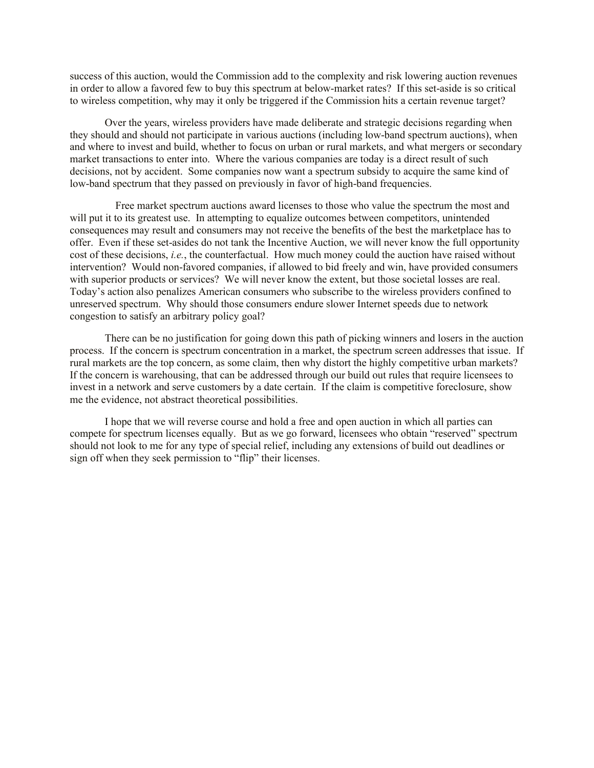success of this auction, would the Commission add to the complexity and risk lowering auction revenues in order to allow a favored few to buy this spectrum at below-market rates? If this set-aside is so critical to wireless competition, why may it only be triggered if the Commission hits a certain revenue target?

Over the years, wireless providers have made deliberate and strategic decisions regarding when they should and should not participate in various auctions (including low-band spectrum auctions), when and where to invest and build, whether to focus on urban or rural markets, and what mergers or secondary market transactions to enter into. Where the various companies are today is a direct result of such decisions, not by accident. Some companies now want a spectrum subsidy to acquire the same kind of low-band spectrum that they passed on previously in favor of high-band frequencies.

Free market spectrum auctions award licenses to those who value the spectrum the most and will put it to its greatest use. In attempting to equalize outcomes between competitors, unintended consequences may result and consumers may not receive the benefits of the best the marketplace has to offer. Even if these set-asides do not tank the Incentive Auction, we will never know the full opportunity cost of these decisions, *i.e.*, the counterfactual. How much money could the auction have raised without intervention? Would non-favored companies, if allowed to bid freely and win, have provided consumers with superior products or services? We will never know the extent, but those societal losses are real. Today's action also penalizes American consumers who subscribe to the wireless providers confined to unreserved spectrum. Why should those consumers endure slower Internet speeds due to network congestion to satisfy an arbitrary policy goal?

There can be no justification for going down this path of picking winners and losers in the auction process. If the concern is spectrum concentration in a market, the spectrum screen addresses that issue. If rural markets are the top concern, as some claim, then why distort the highly competitive urban markets? If the concern is warehousing, that can be addressed through our build out rules that require licensees to invest in a network and serve customers by a date certain. If the claim is competitive foreclosure, show me the evidence, not abstract theoretical possibilities.

I hope that we will reverse course and hold a free and open auction in which all parties can compete for spectrum licenses equally. But as we go forward, licensees who obtain "reserved" spectrum should not look to me for any type of special relief, including any extensions of build out deadlines or sign off when they seek permission to "flip" their licenses.